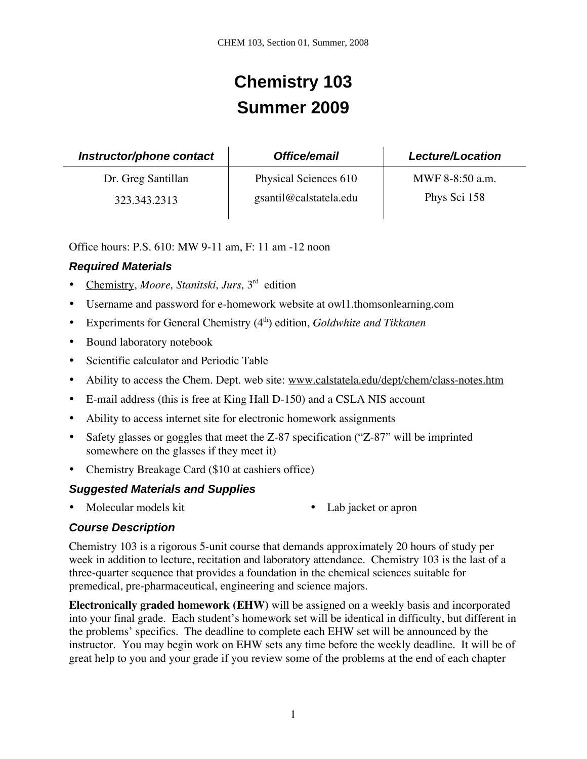# Chemistry 103
# Summer 2009

| *Instructor/phone contact* | *Office/email* | *Lecture/Location* |
|---|---|---|
| Dr. Greg Santillan | Physical Sciences 610 | MWF 8-8:50 a.m. |
| 323.343.2313 | gsantil@calstatela.edu | Phys Sci 158 |

Office hours: P.S. 610: MW 9-11 am, F: 11 am -12 noon

### *Required Materials*

- Chemistry, *Moore, Stanitski, Jurs,* 3rd edition
- Username and password for e-homework website at owl1.thomsonlearning.com
- Experiments for General Chemistry (4th) edition, *Goldwhite and Tikkanen*
- Bound laboratory notebook
- Scientific calculator and Periodic Table
- Ability to access the Chem. Dept. web site: www.calstatela.edu/dept/chem/class-notes.htm
- E-mail address (this is free at King Hall D-150) and a CSLA NIS account
- Ability to access internet site for electronic homework assignments
- Safety glasses or goggles that meet the Z-87 specification ("Z-87" will be imprinted somewhere on the glasses if they meet it)
- Chemistry Breakage Card ($10 at cashiers office)

### *Suggested Materials and Supplies*

- Molecular models kit
- Lab jacket or apron

### *Course Description*

Chemistry 103 is a rigorous 5-unit course that demands approximately 20 hours of study per week in addition to lecture, recitation and laboratory attendance. Chemistry 103 is the last of a three-quarter sequence that provides a foundation in the chemical sciences suitable for premedical, pre-pharmaceutical, engineering and science majors.

**Electronically graded homework (EHW)** will be assigned on a weekly basis and incorporated into your final grade. Each student's homework set will be identical in difficulty, but different in the problems' specifics. The deadline to complete each EHW set will be announced by the instructor. You may begin work on EHW sets any time before the weekly deadline. It will be of great help to you and your grade if you review some of the problems at the end of each chapter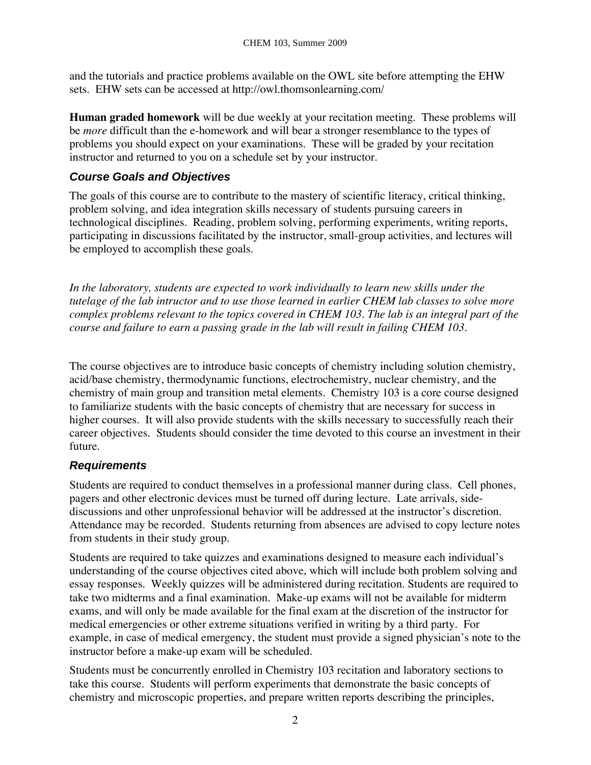and the tutorials and practice problems available on the OWL site before attempting the EHW sets. EHW sets can be accessed at http://owl.thomsonlearning.com/

**Human graded homework** will be due weekly at your recitation meeting. These problems will be *more* difficult than the e-homework and will bear a stronger resemblance to the types of problems you should expect on your examinations. These will be graded by your recitation instructor and returned to you on a schedule set by your instructor.

### *Course Goals and Objectives*

The goals of this course are to contribute to the mastery of scientific literacy, critical thinking, problem solving, and idea integration skills necessary of students pursuing careers in technological disciplines. Reading, problem solving, performing experiments, writing reports, participating in discussions facilitated by the instructor, small-group activities, and lectures will be employed to accomplish these goals.

*In the laboratory, students are expected to work individually to learn new skills under the tutelage of the lab intructor and to use those learned in earlier CHEM lab classes to solve more complex problems relevant to the topics covered in CHEM 103. The lab is an integral part of the course and failure to earn a passing grade in the lab will result in failing CHEM 103.*

The course objectives are to introduce basic concepts of chemistry including solution chemistry, acid/base chemistry, thermodynamic functions, electrochemistry, nuclear chemistry, and the chemistry of main group and transition metal elements. Chemistry 103 is a core course designed to familiarize students with the basic concepts of chemistry that are necessary for success in higher courses. It will also provide students with the skills necessary to successfully reach their career objectives. Students should consider the time devoted to this course an investment in their future.

### *Requirements*

Students are required to conduct themselves in a professional manner during class. Cell phones, pagers and other electronic devices must be turned off during lecture. Late arrivals, side-discussions and other unprofessional behavior will be addressed at the instructor's discretion. Attendance may be recorded. Students returning from absences are advised to copy lecture notes from students in their study group.

Students are required to take quizzes and examinations designed to measure each individual's understanding of the course objectives cited above, which will include both problem solving and essay responses. Weekly quizzes will be administered during recitation. Students are required to take two midterms and a final examination. Make-up exams will not be available for midterm exams, and will only be made available for the final exam at the discretion of the instructor for medical emergencies or other extreme situations verified in writing by a third party. For example, in case of medical emergency, the student must provide a signed physician's note to the instructor before a make-up exam will be scheduled.

Students must be concurrently enrolled in Chemistry 103 recitation and laboratory sections to take this course. Students will perform experiments that demonstrate the basic concepts of chemistry and microscopic properties, and prepare written reports describing the principles,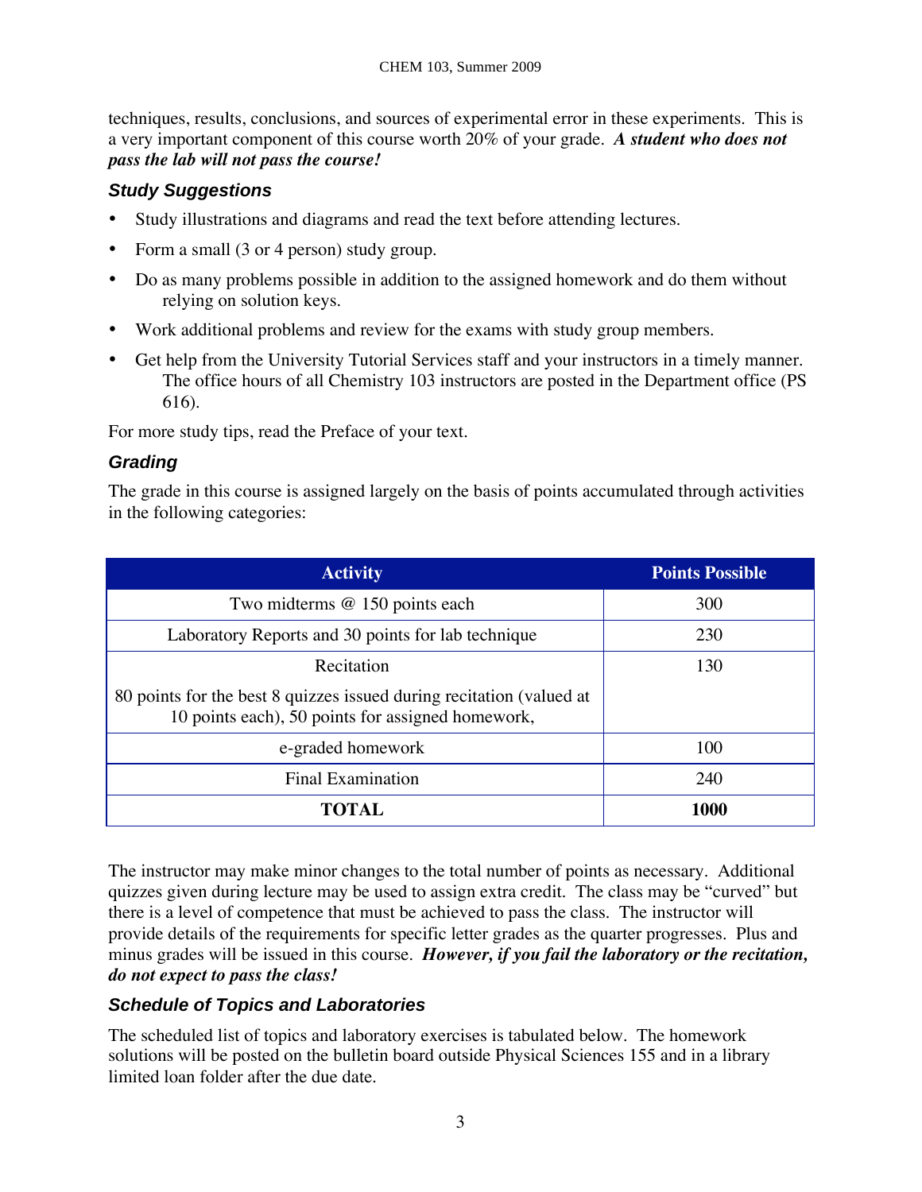techniques, results, conclusions, and sources of experimental error in these experiments. This is a very important component of this course worth 20% of your grade. ***A student who does not pass the lab will not pass the course!***

### *Study Suggestions*

- Study illustrations and diagrams and read the text before attending lectures.
- Form a small (3 or 4 person) study group.
- Do as many problems possible in addition to the assigned homework and do them without relying on solution keys.
- Work additional problems and review for the exams with study group members.
- Get help from the University Tutorial Services staff and your instructors in a timely manner. The office hours of all Chemistry 103 instructors are posted in the Department office (PS 616).

For more study tips, read the Preface of your text.

### *Grading*

The grade in this course is assigned largely on the basis of points accumulated through activities in the following categories:

| Activity | Points Possible |
|---|---|
| Two midterms @ 150 points each | 300 |
| Laboratory Reports and 30 points for lab technique | 230 |
| Recitation<br>80 points for the best 8 quizzes issued during recitation (valued at 10 points each), 50 points for assigned homework, | 130 |
| e-graded homework | 100 |
| Final Examination | 240 |
| **TOTAL** | **1000** |

The instructor may make minor changes to the total number of points as necessary. Additional quizzes given during lecture may be used to assign extra credit. The class may be "curved" but there is a level of competence that must be achieved to pass the class. The instructor will provide details of the requirements for specific letter grades as the quarter progresses. Plus and minus grades will be issued in this course. ***However, if you fail the laboratory or the recitation, do not expect to pass the class!***

### *Schedule of Topics and Laboratories*

The scheduled list of topics and laboratory exercises is tabulated below. The homework solutions will be posted on the bulletin board outside Physical Sciences 155 and in a library limited loan folder after the due date.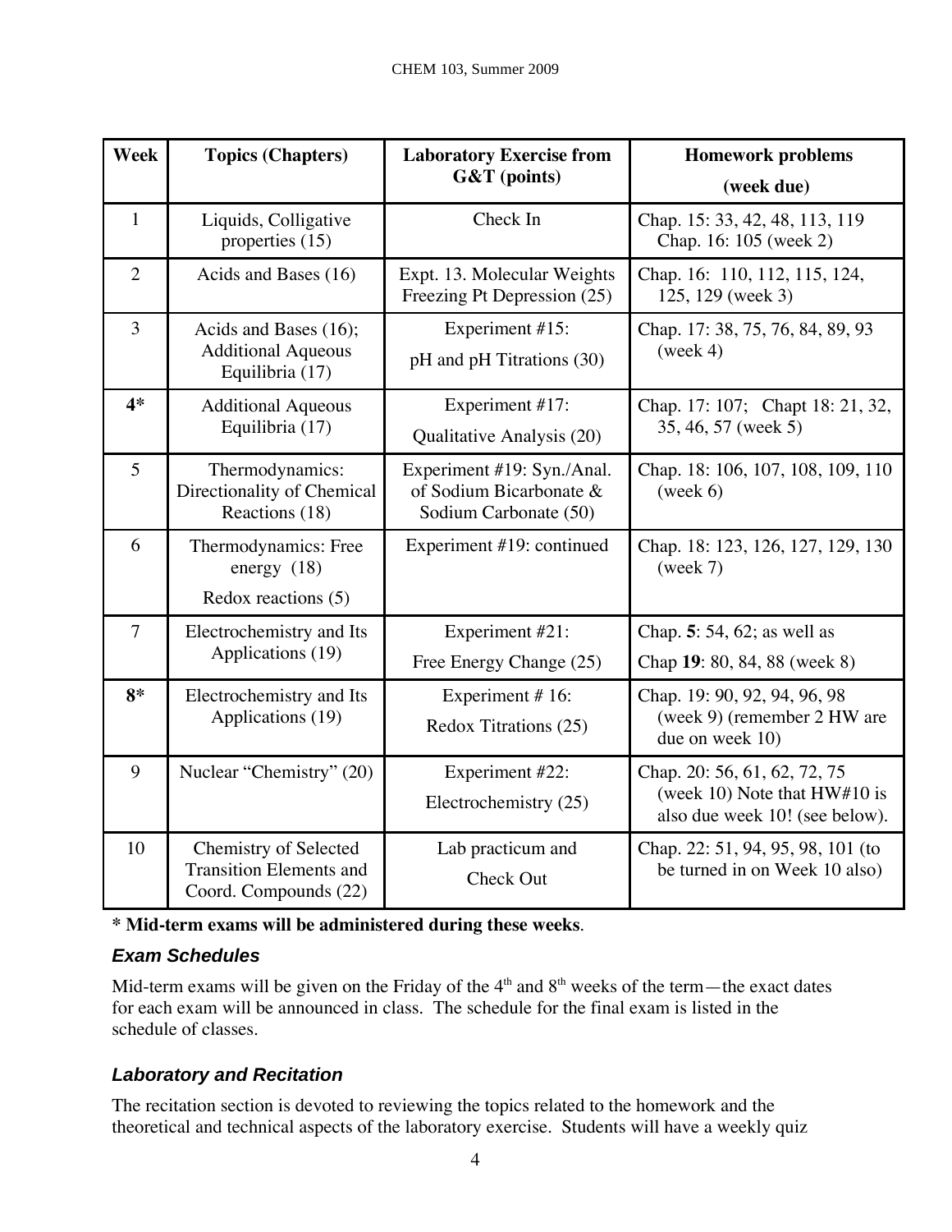| Week | Topics (Chapters) | Laboratory Exercise from G&T (points) | Homework problems (week due) |
|---|---|---|---|
| 1 | Liquids, Colligative properties (15) | Check In | Chap. 15: 33, 42, 48, 113, 119 Chap. 16: 105 (week 2) |
| 2 | Acids and Bases (16) | Expt. 13. Molecular Weights Freezing Pt Depression (25) | Chap. 16: 110, 112, 115, 124, 125, 129 (week 3) |
| 3 | Acids and Bases (16); Additional Aqueous Equilibria (17) | Experiment #15: pH and pH Titrations (30) | Chap. 17: 38, 75, 76, 84, 89, 93 (week 4) |
| **4*** | Additional Aqueous Equilibria (17) | Experiment #17: Qualitative Analysis (20) | Chap. 17: 107; Chapt 18: 21, 32, 35, 46, 57 (week 5) |
| 5 | Thermodynamics: Directionality of Chemical Reactions (18) | Experiment #19: Syn./Anal. of Sodium Bicarbonate & Sodium Carbonate (50) | Chap. 18: 106, 107, 108, 109, 110 (week 6) |
| 6 | Thermodynamics: Free energy (18) Redox reactions (5) | Experiment #19: continued | Chap. 18: 123, 126, 127, 129, 130 (week 7) |
| 7 | Electrochemistry and Its Applications (19) | Experiment #21: Free Energy Change (25) | Chap. **5**: 54, 62; as well as Chap **19**: 80, 84, 88 (week 8) |
| **8*** | Electrochemistry and Its Applications (19) | Experiment # 16: Redox Titrations (25) | Chap. 19: 90, 92, 94, 96, 98 (week 9) (remember 2 HW are due on week 10) |
| 9 | Nuclear "Chemistry" (20) | Experiment #22: Electrochemistry (25) | Chap. 20: 56, 61, 62, 72, 75 (week 10) Note that HW#10 is also due week 10! (see below). |
| 10 | Chemistry of Selected Transition Elements and Coord. Compounds (22) | Lab practicum and Check Out | Chap. 22: 51, 94, 95, 98, 101 (to be turned in on Week 10 also) |

**\* Mid-term exams will be administered during these weeks**.

### *Exam Schedules*

Mid-term exams will be given on the Friday of the 4th and 8th weeks of the term—the exact dates for each exam will be announced in class. The schedule for the final exam is listed in the schedule of classes.

### *Laboratory and Recitation*

The recitation section is devoted to reviewing the topics related to the homework and the theoretical and technical aspects of the laboratory exercise. Students will have a weekly quiz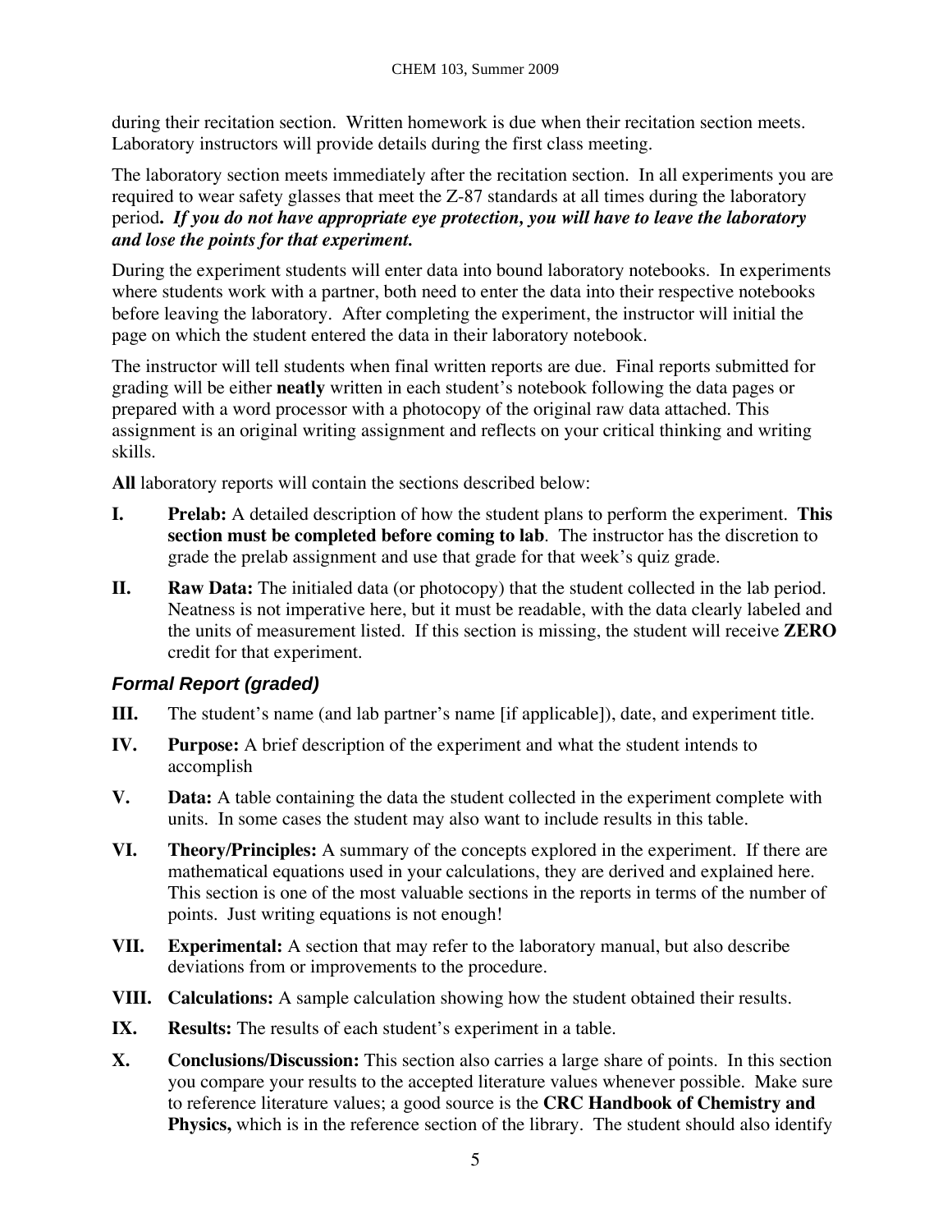during their recitation section. Written homework is due when their recitation section meets. Laboratory instructors will provide details during the first class meeting.

The laboratory section meets immediately after the recitation section. In all experiments you are required to wear safety glasses that meet the Z-87 standards at all times during the laboratory period***. If you do not have appropriate eye protection, you will have to leave the laboratory and lose the points for that experiment.***

During the experiment students will enter data into bound laboratory notebooks. In experiments where students work with a partner, both need to enter the data into their respective notebooks before leaving the laboratory. After completing the experiment, the instructor will initial the page on which the student entered the data in their laboratory notebook.

The instructor will tell students when final written reports are due. Final reports submitted for grading will be either **neatly** written in each student's notebook following the data pages or prepared with a word processor with a photocopy of the original raw data attached. This assignment is an original writing assignment and reflects on your critical thinking and writing skills.

**All** laboratory reports will contain the sections described below:

**I.** **Prelab:** A detailed description of how the student plans to perform the experiment. **This section must be completed before coming to lab**. The instructor has the discretion to grade the prelab assignment and use that grade for that week's quiz grade.

**II.** **Raw Data:** The initialed data (or photocopy) that the student collected in the lab period. Neatness is not imperative here, but it must be readable, with the data clearly labeled and the units of measurement listed. If this section is missing, the student will receive **ZERO** credit for that experiment.

### *Formal Report (graded)*

**III.** The student's name (and lab partner's name [if applicable]), date, and experiment title.

**IV.** **Purpose:** A brief description of the experiment and what the student intends to accomplish

**V.** **Data:** A table containing the data the student collected in the experiment complete with units. In some cases the student may also want to include results in this table.

**VI.** **Theory/Principles:** A summary of the concepts explored in the experiment. If there are mathematical equations used in your calculations, they are derived and explained here. This section is one of the most valuable sections in the reports in terms of the number of points. Just writing equations is not enough!

**VII.** **Experimental:** A section that may refer to the laboratory manual, but also describe deviations from or improvements to the procedure.

**VIII.** **Calculations:** A sample calculation showing how the student obtained their results.

**IX.** **Results:** The results of each student's experiment in a table.

**X.** **Conclusions/Discussion:** This section also carries a large share of points. In this section you compare your results to the accepted literature values whenever possible. Make sure to reference literature values; a good source is the **CRC Handbook of Chemistry and Physics,** which is in the reference section of the library. The student should also identify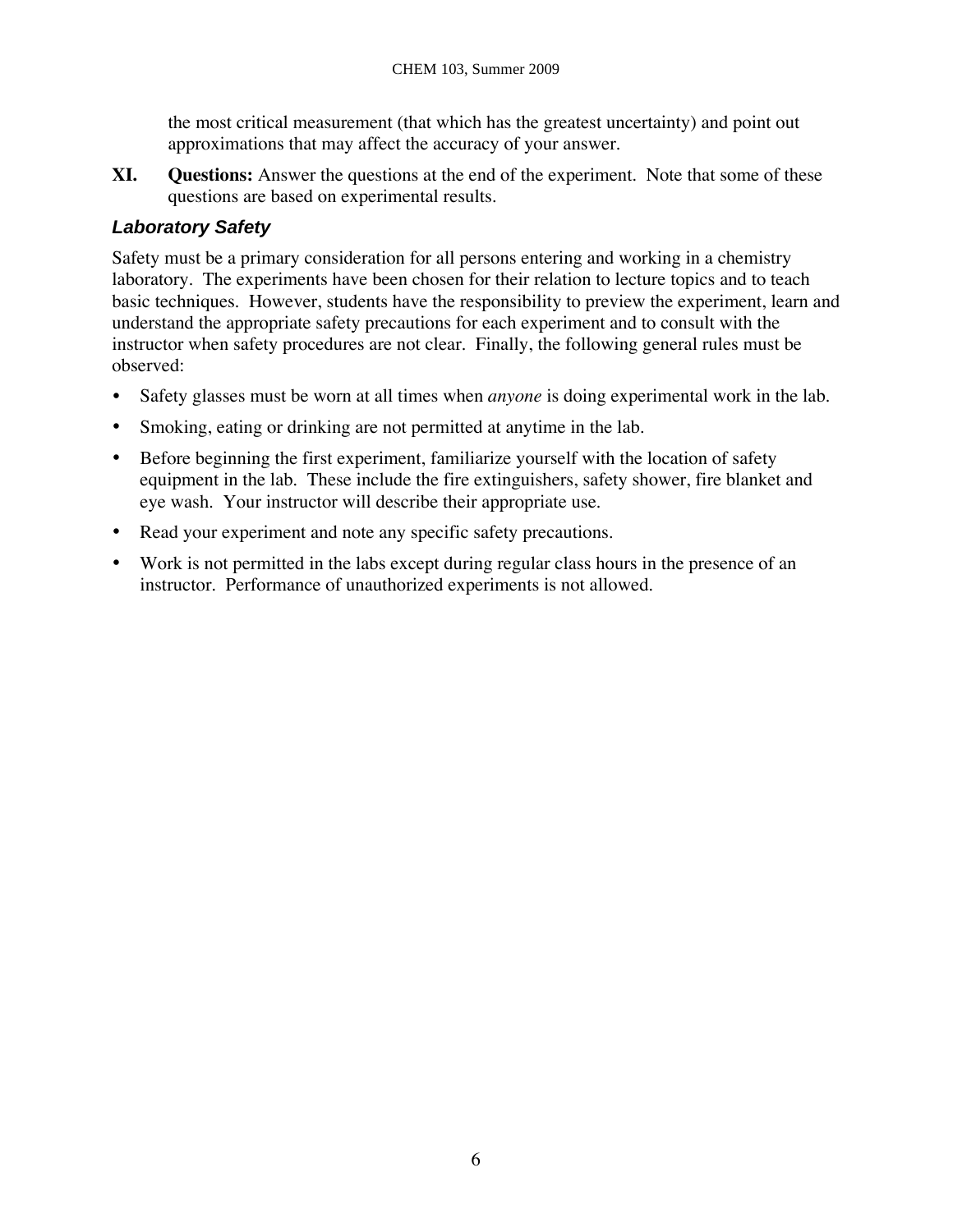the most critical measurement (that which has the greatest uncertainty) and point out approximations that may affect the accuracy of your answer.

**XI.** **Questions:** Answer the questions at the end of the experiment. Note that some of these questions are based on experimental results.

### *Laboratory Safety*

Safety must be a primary consideration for all persons entering and working in a chemistry laboratory. The experiments have been chosen for their relation to lecture topics and to teach basic techniques. However, students have the responsibility to preview the experiment, learn and understand the appropriate safety precautions for each experiment and to consult with the instructor when safety procedures are not clear. Finally, the following general rules must be observed:

- Safety glasses must be worn at all times when *anyone* is doing experimental work in the lab.
- Smoking, eating or drinking are not permitted at anytime in the lab.
- Before beginning the first experiment, familiarize yourself with the location of safety equipment in the lab. These include the fire extinguishers, safety shower, fire blanket and eye wash. Your instructor will describe their appropriate use.
- Read your experiment and note any specific safety precautions.
- Work is not permitted in the labs except during regular class hours in the presence of an instructor. Performance of unauthorized experiments is not allowed.